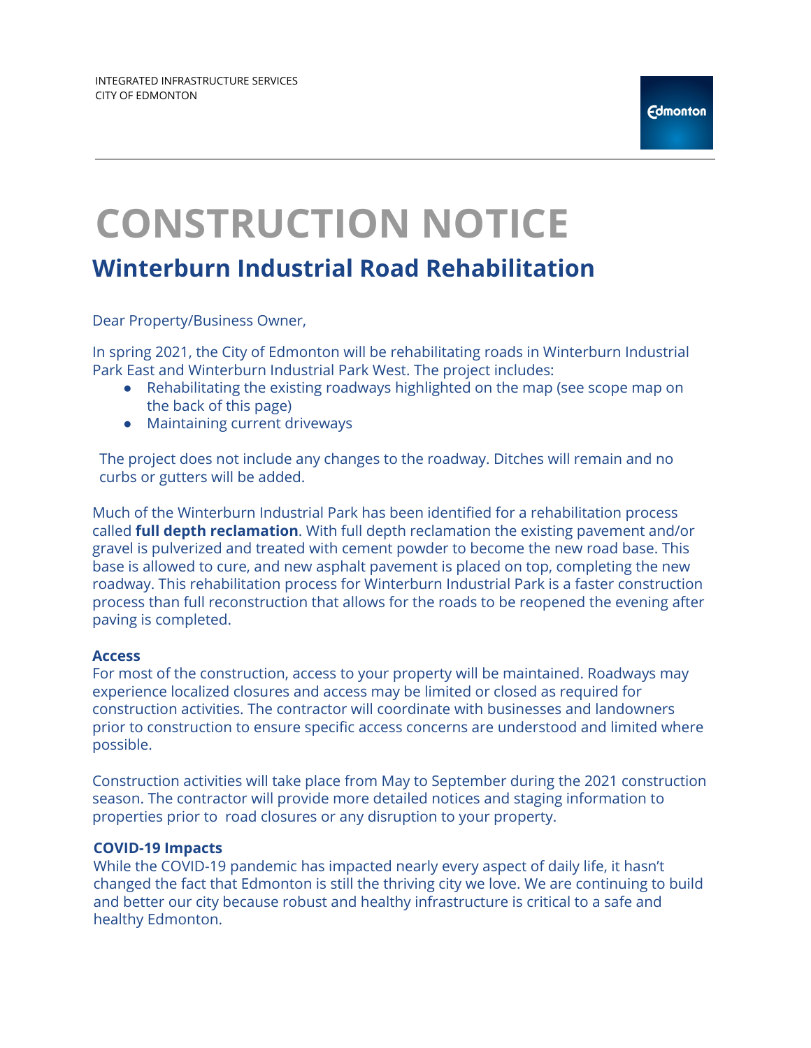INTEGRATED INFRASTRUCTURE SERVICES
CITY OF EDMONTON

Edmonton

# CONSTRUCTION NOTICE

## Winterburn Industrial Road Rehabilitation

Dear Property/Business Owner,

In spring 2021, the City of Edmonton will be rehabilitating roads in Winterburn Industrial Park East and Winterburn Industrial Park West. The project includes:

- Rehabilitating the existing roadways highlighted on the map (see scope map on the back of this page)
- Maintaining current driveways

The project does not include any changes to the roadway. Ditches will remain and no curbs or gutters will be added.

Much of the Winterburn Industrial Park has been identified for a rehabilitation process called **full depth reclamation**. With full depth reclamation the existing pavement and/or gravel is pulverized and treated with cement powder to become the new road base. This base is allowed to cure, and new asphalt pavement is placed on top, completing the new roadway. This rehabilitation process for Winterburn Industrial Park is a faster construction process than full reconstruction that allows for the roads to be reopened the evening after paving is completed.

### Access

For most of the construction, access to your property will be maintained. Roadways may experience localized closures and access may be limited or closed as required for construction activities. The contractor will coordinate with businesses and landowners prior to construction to ensure specific access concerns are understood and limited where possible.

Construction activities will take place from May to September during the 2021 construction season. The contractor will provide more detailed notices and staging information to properties prior to road closures or any disruption to your property.

### COVID-19 Impacts

While the COVID-19 pandemic has impacted nearly every aspect of daily life, it hasn't changed the fact that Edmonton is still the thriving city we love. We are continuing to build and better our city because robust and healthy infrastructure is critical to a safe and healthy Edmonton.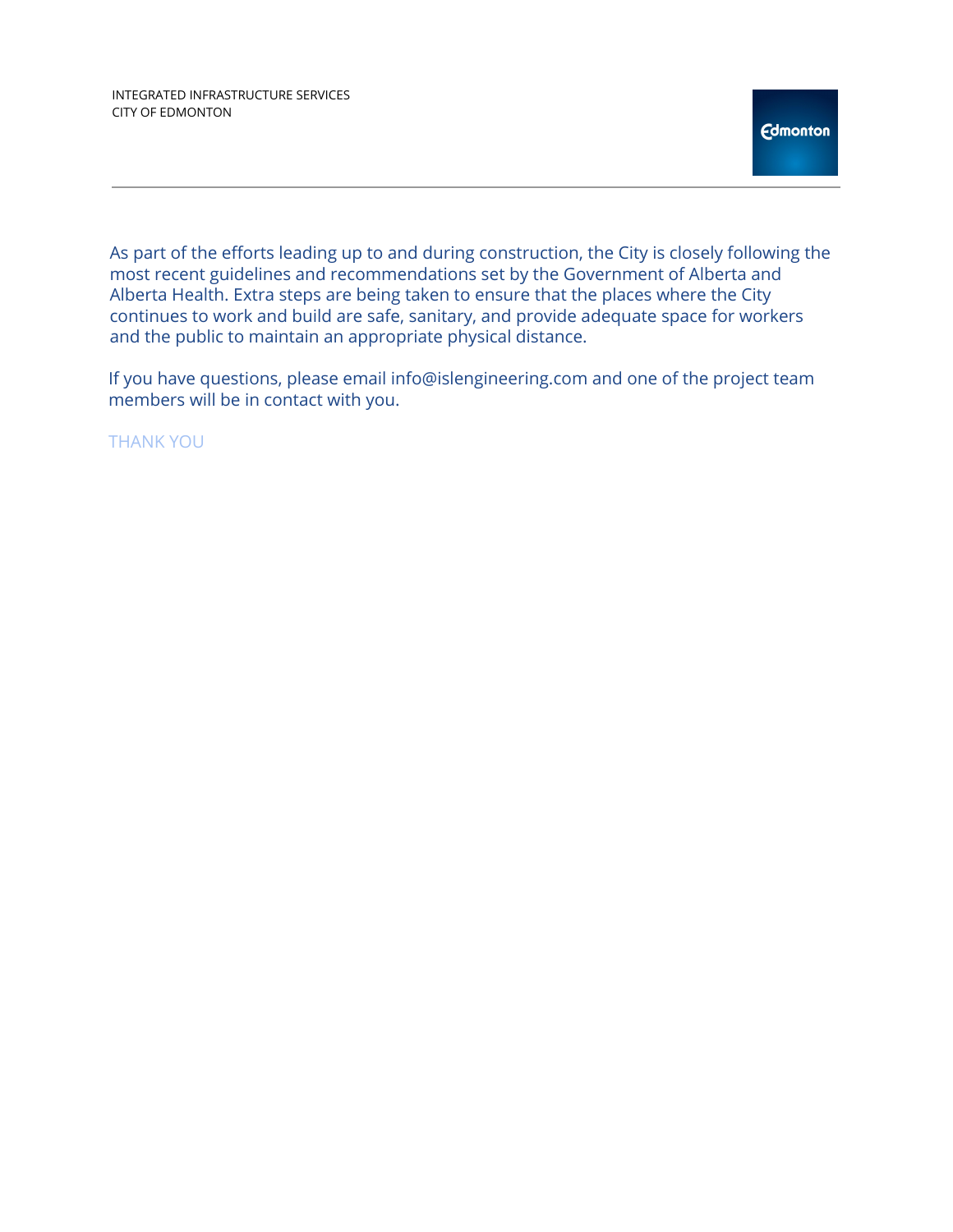As part of the efforts leading up to and during construction, the City is closely following the most recent guidelines and recommendations set by the Government of Alberta and Alberta Health. Extra steps are being taken to ensure that the places where the City continues to work and build are safe, sanitary, and provide adequate space for workers and the public to maintain an appropriate physical distance.

If you have questions, please email info@islengineering.com and one of the project team members will be in contact with you.

THANK YOU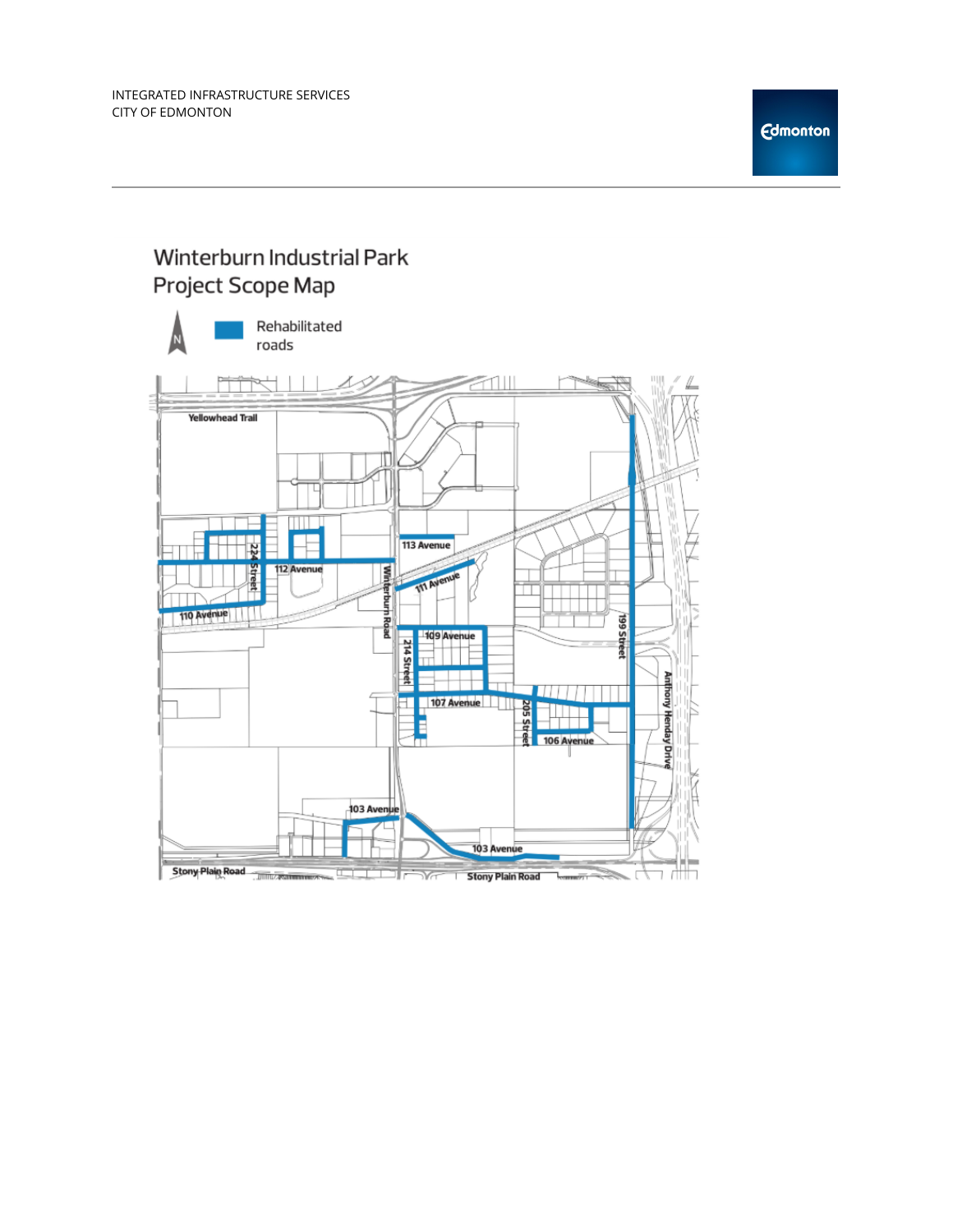## Winterburn Industrial Park Project Scope Map

N

Rehabilitated roads

Yellowhead Trail
113 Avenue
224 Street
112 Avenue
Winterburn Road
111 Avenue
110 Avenue
109 Avenue
214 Street
199 Street
Anthony Henday Drive
107 Avenue
205 Street
106 Avenue
103 Avenue
103 Avenue
Stony Plain Road
Stony Plain Road